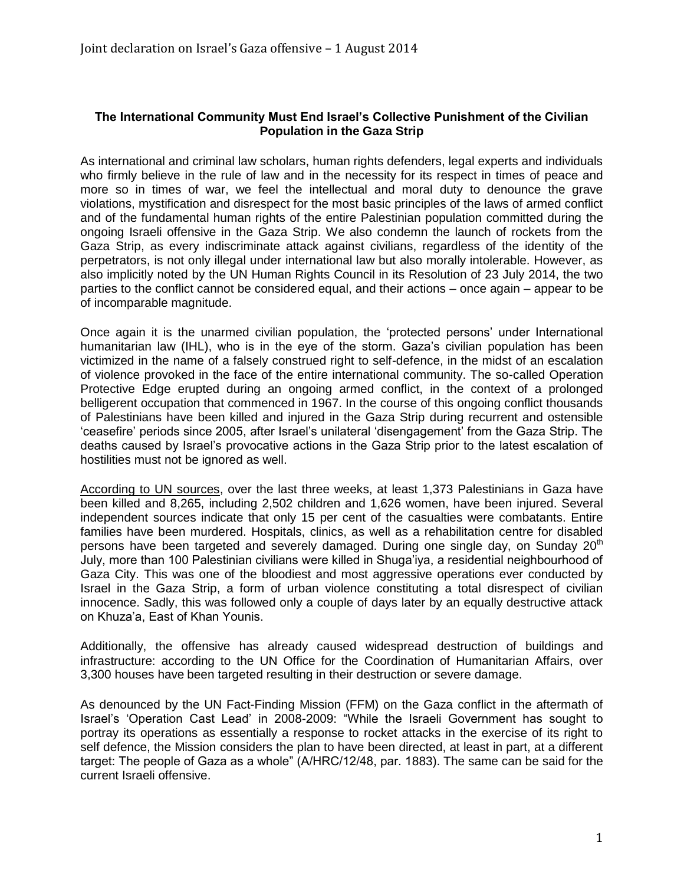**The International Community Must End Israel's Collective Punishment of the Civilian Population in the Gaza Strip**

As international and criminal law scholars, human rights defenders, legal experts and individuals who firmly believe in the rule of law and in the necessity for its respect in times of peace and more so in times of war, we feel the intellectual and moral duty to denounce the grave violations, mystification and disrespect for the most basic principles of the laws of armed conflict and of the fundamental human rights of the entire Palestinian population committed during the ongoing Israeli offensive in the Gaza Strip. We also condemn the launch of rockets from the Gaza Strip, as every indiscriminate attack against civilians, regardless of the identity of the perpetrators, is not only illegal under international law but also morally intolerable. However, as also implicitly noted by the UN Human Rights Council in its Resolution of 23 July 2014, the two parties to the conflict cannot be considered equal, and their actions – once again – appear to be of incomparable magnitude.

Once again it is the unarmed civilian population, the 'protected persons' under International humanitarian law (IHL), who is in the eye of the storm. Gaza's civilian population has been victimized in the name of a falsely construed right to self-defence, in the midst of an escalation of violence provoked in the face of the entire international community. The so-called Operation Protective Edge erupted during an ongoing armed conflict, in the context of a prolonged belligerent occupation that commenced in 1967. In the course of this ongoing conflict thousands of Palestinians have been killed and injured in the Gaza Strip during recurrent and ostensible 'ceasefire' periods since 2005, after Israel's unilateral 'disengagement' from the Gaza Strip. The deaths caused by Israel's provocative actions in the Gaza Strip prior to the latest escalation of hostilities must not be ignored as well.

According to UN sources, over the last three weeks, at least 1,373 Palestinians in Gaza have been killed and 8,265, including 2,502 children and 1,626 women, have been injured. Several independent sources indicate that only 15 per cent of the casualties were combatants. Entire families have been murdered. Hospitals, clinics, as well as a rehabilitation centre for disabled persons have been targeted and severely damaged. During one single day, on Sunday 20th July, more than 100 Palestinian civilians were killed in Shuga'iya, a residential neighbourhood of Gaza City. This was one of the bloodiest and most aggressive operations ever conducted by Israel in the Gaza Strip, a form of urban violence constituting a total disrespect of civilian innocence. Sadly, this was followed only a couple of days later by an equally destructive attack on Khuza'a, East of Khan Younis.

Additionally, the offensive has already caused widespread destruction of buildings and infrastructure: according to the UN Office for the Coordination of Humanitarian Affairs, over 3,300 houses have been targeted resulting in their destruction or severe damage.

As denounced by the UN Fact-Finding Mission (FFM) on the Gaza conflict in the aftermath of Israel's 'Operation Cast Lead' in 2008-2009: "While the Israeli Government has sought to portray its operations as essentially a response to rocket attacks in the exercise of its right to self defence, the Mission considers the plan to have been directed, at least in part, at a different target: The people of Gaza as a whole" (A/HRC/12/48, par. 1883). The same can be said for the current Israeli offensive.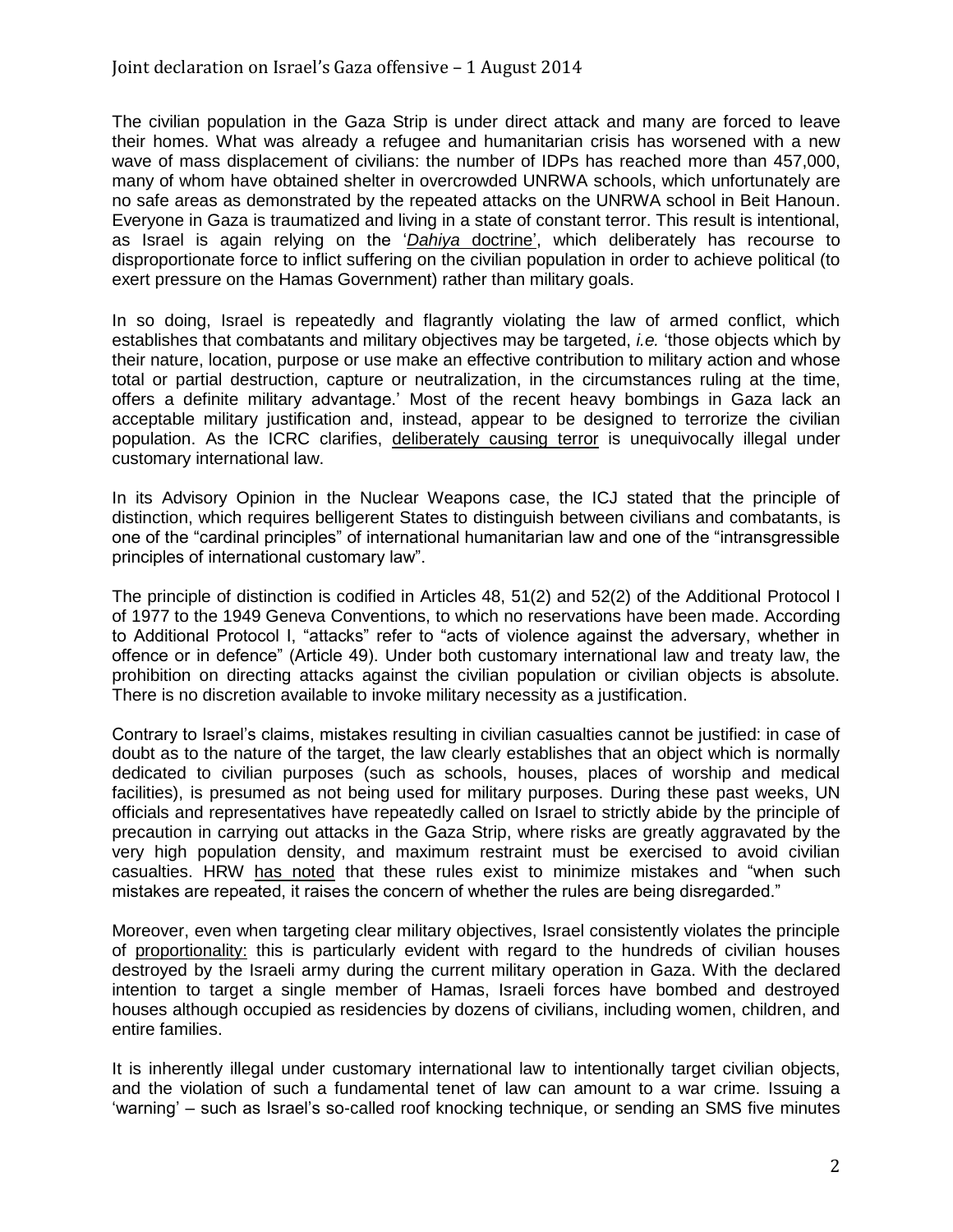The civilian population in the Gaza Strip is under direct attack and many are forced to leave their homes. What was already a refugee and humanitarian crisis has worsened with a new wave of mass displacement of civilians: the number of IDPs has reached more than 457,000, many of whom have obtained shelter in overcrowded UNRWA schools, which unfortunately are no safe areas as demonstrated by the repeated attacks on the UNRWA school in Beit Hanoun. Everyone in Gaza is traumatized and living in a state of constant terror. This result is intentional, as Israel is again relying on the '*Dahiya* doctrine', which deliberately has recourse to disproportionate force to inflict suffering on the civilian population in order to achieve political (to exert pressure on the Hamas Government) rather than military goals.

In so doing, Israel is repeatedly and flagrantly violating the law of armed conflict, which establishes that combatants and military objectives may be targeted, *i.e.* 'those objects which by their nature, location, purpose or use make an effective contribution to military action and whose total or partial destruction, capture or neutralization, in the circumstances ruling at the time, offers a definite military advantage.' Most of the recent heavy bombings in Gaza lack an acceptable military justification and, instead, appear to be designed to terrorize the civilian population. As the ICRC clarifies, deliberately causing terror is unequivocally illegal under customary international law.

In its Advisory Opinion in the Nuclear Weapons case, the ICJ stated that the principle of distinction, which requires belligerent States to distinguish between civilians and combatants, is one of the "cardinal principles" of international humanitarian law and one of the "intransgressible principles of international customary law".

The principle of distinction is codified in Articles 48, 51(2) and 52(2) of the Additional Protocol I of 1977 to the 1949 Geneva Conventions, to which no reservations have been made. According to Additional Protocol I, "attacks" refer to "acts of violence against the adversary, whether in offence or in defence" (Article 49). Under both customary international law and treaty law, the prohibition on directing attacks against the civilian population or civilian objects is absolute. There is no discretion available to invoke military necessity as a justification.

Contrary to Israel's claims, mistakes resulting in civilian casualties cannot be justified: in case of doubt as to the nature of the target, the law clearly establishes that an object which is normally dedicated to civilian purposes (such as schools, houses, places of worship and medical facilities), is presumed as not being used for military purposes. During these past weeks, UN officials and representatives have repeatedly called on Israel to strictly abide by the principle of precaution in carrying out attacks in the Gaza Strip, where risks are greatly aggravated by the very high population density, and maximum restraint must be exercised to avoid civilian casualties. HRW has noted that these rules exist to minimize mistakes and "when such mistakes are repeated, it raises the concern of whether the rules are being disregarded."

Moreover, even when targeting clear military objectives, Israel consistently violates the principle of proportionality: this is particularly evident with regard to the hundreds of civilian houses destroyed by the Israeli army during the current military operation in Gaza. With the declared intention to target a single member of Hamas, Israeli forces have bombed and destroyed houses although occupied as residencies by dozens of civilians, including women, children, and entire families.

It is inherently illegal under customary international law to intentionally target civilian objects, and the violation of such a fundamental tenet of law can amount to a war crime. Issuing a 'warning' – such as Israel's so-called roof knocking technique, or sending an SMS five minutes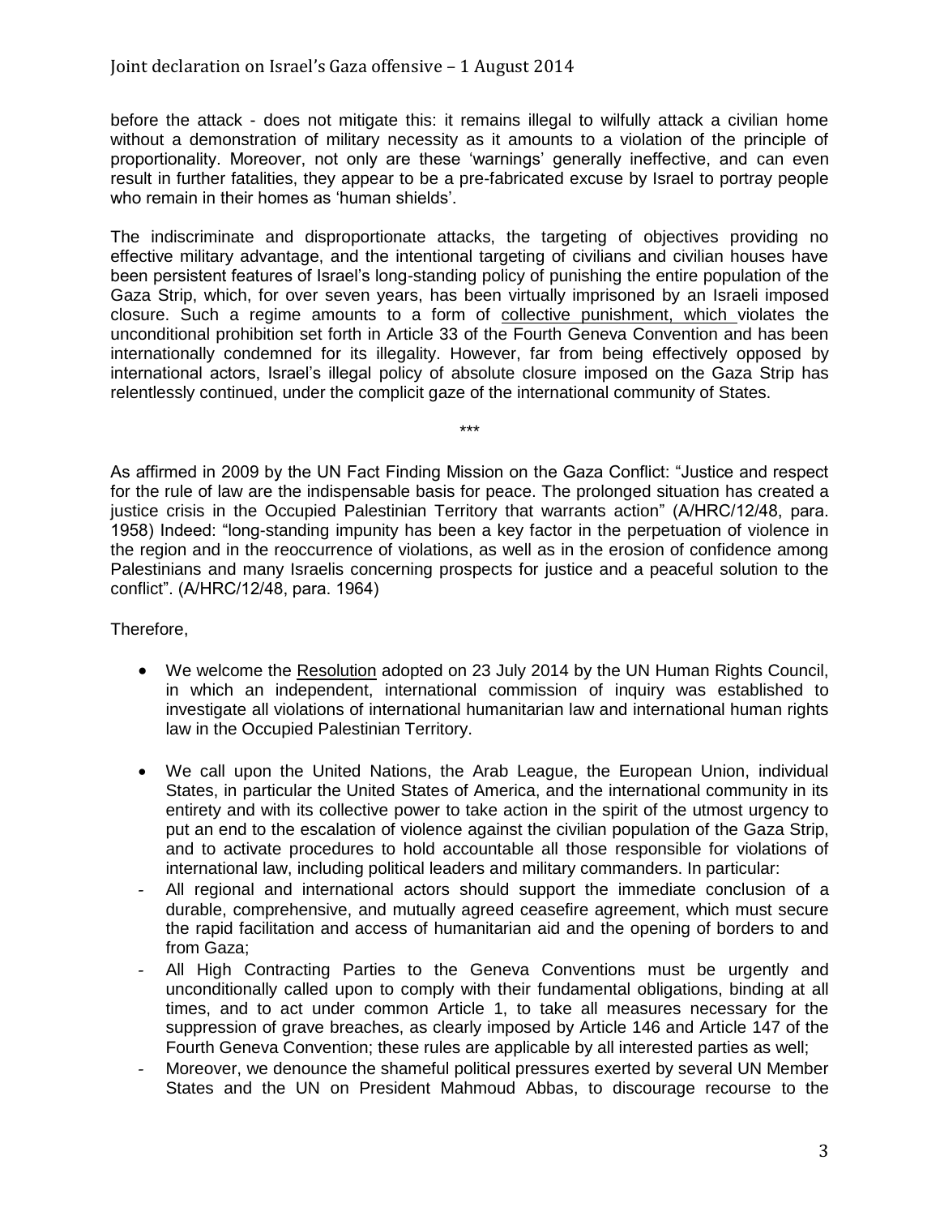before the attack - does not mitigate this: it remains illegal to wilfully attack a civilian home without a demonstration of military necessity as it amounts to a violation of the principle of proportionality. Moreover, not only are these 'warnings' generally ineffective, and can even result in further fatalities, they appear to be a pre-fabricated excuse by Israel to portray people who remain in their homes as 'human shields'.

The indiscriminate and disproportionate attacks, the targeting of objectives providing no effective military advantage, and the intentional targeting of civilians and civilian houses have been persistent features of Israel's long-standing policy of punishing the entire population of the Gaza Strip, which, for over seven years, has been virtually imprisoned by an Israeli imposed closure. Such a regime amounts to a form of collective punishment, which violates the unconditional prohibition set forth in Article 33 of the Fourth Geneva Convention and has been internationally condemned for its illegality. However, far from being effectively opposed by international actors, Israel's illegal policy of absolute closure imposed on the Gaza Strip has relentlessly continued, under the complicit gaze of the international community of States.

***

As affirmed in 2009 by the UN Fact Finding Mission on the Gaza Conflict: "Justice and respect for the rule of law are the indispensable basis for peace. The prolonged situation has created a justice crisis in the Occupied Palestinian Territory that warrants action" (A/HRC/12/48, para. 1958) Indeed: "long-standing impunity has been a key factor in the perpetuation of violence in the region and in the reoccurrence of violations, as well as in the erosion of confidence among Palestinians and many Israelis concerning prospects for justice and a peaceful solution to the conflict". (A/HRC/12/48, para. 1964)

Therefore,

- We welcome the Resolution adopted on 23 July 2014 by the UN Human Rights Council, in which an independent, international commission of inquiry was established to investigate all violations of international humanitarian law and international human rights law in the Occupied Palestinian Territory.

- We call upon the United Nations, the Arab League, the European Union, individual States, in particular the United States of America, and the international community in its entirety and with its collective power to take action in the spirit of the utmost urgency to put an end to the escalation of violence against the civilian population of the Gaza Strip, and to activate procedures to hold accountable all those responsible for violations of international law, including political leaders and military commanders. In particular:

- All regional and international actors should support the immediate conclusion of a durable, comprehensive, and mutually agreed ceasefire agreement, which must secure the rapid facilitation and access of humanitarian aid and the opening of borders to and from Gaza;
- All High Contracting Parties to the Geneva Conventions must be urgently and unconditionally called upon to comply with their fundamental obligations, binding at all times, and to act under common Article 1, to take all measures necessary for the suppression of grave breaches, as clearly imposed by Article 146 and Article 147 of the Fourth Geneva Convention; these rules are applicable by all interested parties as well;
- Moreover, we denounce the shameful political pressures exerted by several UN Member States and the UN on President Mahmoud Abbas, to discourage recourse to the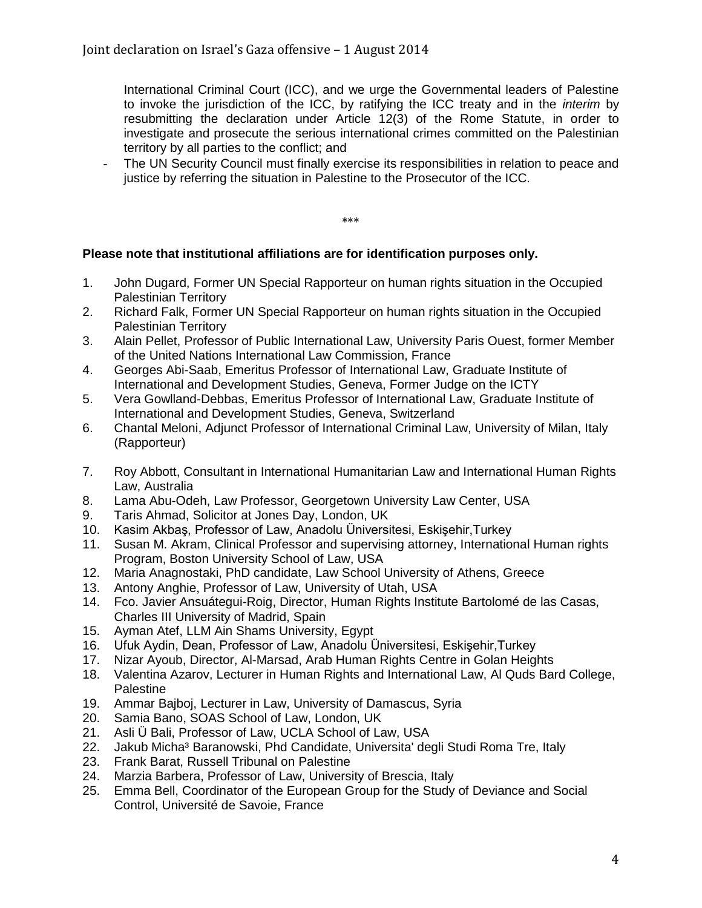International Criminal Court (ICC), and we urge the Governmental leaders of Palestine to invoke the jurisdiction of the ICC, by ratifying the ICC treaty and in the *interim* by resubmitting the declaration under Article 12(3) of the Rome Statute, in order to investigate and prosecute the serious international crimes committed on the Palestinian territory by all parties to the conflict; and

- The UN Security Council must finally exercise its responsibilities in relation to peace and justice by referring the situation in Palestine to the Prosecutor of the ICC.

\*\*\*

**Please note that institutional affiliations are for identification purposes only.**

1. John Dugard, Former UN Special Rapporteur on human rights situation in the Occupied Palestinian Territory
2. Richard Falk, Former UN Special Rapporteur on human rights situation in the Occupied Palestinian Territory
3. Alain Pellet, Professor of Public International Law, University Paris Ouest, former Member of the United Nations International Law Commission, France
4. Georges Abi-Saab, Emeritus Professor of International Law, Graduate Institute of International and Development Studies, Geneva, Former Judge on the ICTY
5. Vera Gowlland-Debbas, Emeritus Professor of International Law, Graduate Institute of International and Development Studies, Geneva, Switzerland
6. Chantal Meloni, Adjunct Professor of International Criminal Law, University of Milan, Italy (Rapporteur)
7. Roy Abbott, Consultant in International Humanitarian Law and International Human Rights Law, Australia
8. Lama Abu-Odeh, Law Professor, Georgetown University Law Center, USA
9. Taris Ahmad, Solicitor at Jones Day, London, UK
10. Kasim Akbaş, Professor of Law, Anadolu Üniversitesi, Eskişehir,Turkey
11. Susan M. Akram, Clinical Professor and supervising attorney, International Human rights Program, Boston University School of Law, USA
12. Maria Anagnostaki, PhD candidate, Law School University of Athens, Greece
13. Antony Anghie, Professor of Law, University of Utah, USA
14. Fco. Javier Ansuátegui-Roig, Director, Human Rights Institute Bartolomé de las Casas, Charles III University of Madrid, Spain
15. Ayman Atef, LLM Ain Shams University, Egypt
16. Ufuk Aydin, Dean, Professor of Law, Anadolu Üniversitesi, Eskişehir,Turkey
17. Nizar Ayoub, Director, Al-Marsad, Arab Human Rights Centre in Golan Heights
18. Valentina Azarov, Lecturer in Human Rights and International Law, Al Quds Bard College, Palestine
19. Ammar Bajboj, Lecturer in Law, University of Damascus, Syria
20. Samia Bano, SOAS School of Law, London, UK
21. Asli Ü Bali, Professor of Law, UCLA School of Law, USA
22. Jakub Micha³ Baranowski, Phd Candidate, Universita' degli Studi Roma Tre, Italy
23. Frank Barat, Russell Tribunal on Palestine
24. Marzia Barbera, Professor of Law, University of Brescia, Italy
25. Emma Bell, Coordinator of the European Group for the Study of Deviance and Social Control, Université de Savoie, France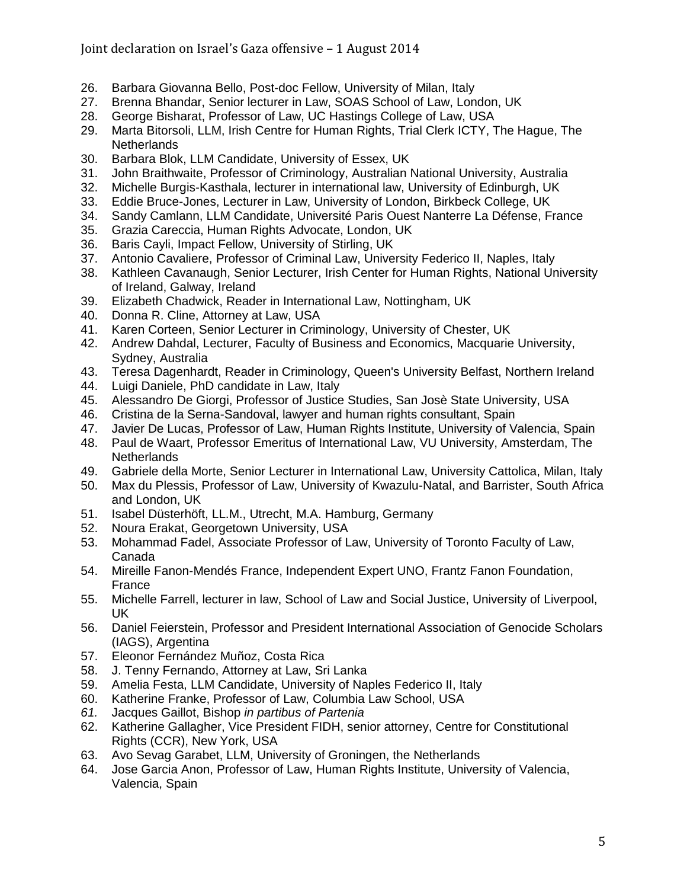26. Barbara Giovanna Bello, Post-doc Fellow, University of Milan, Italy
27. Brenna Bhandar, Senior lecturer in Law, SOAS School of Law, London, UK
28. George Bisharat, Professor of Law, UC Hastings College of Law, USA
29. Marta Bitorsoli, LLM, Irish Centre for Human Rights, Trial Clerk ICTY, The Hague, The Netherlands
30. Barbara Blok, LLM Candidate, University of Essex, UK
31. John Braithwaite, Professor of Criminology, Australian National University, Australia
32. Michelle Burgis-Kasthala, lecturer in international law, University of Edinburgh, UK
33. Eddie Bruce-Jones, Lecturer in Law, University of London, Birkbeck College, UK
34. Sandy Camlann, LLM Candidate, Université Paris Ouest Nanterre La Défense, France
35. Grazia Careccia, Human Rights Advocate, London, UK
36. Baris Cayli, Impact Fellow, University of Stirling, UK
37. Antonio Cavaliere, Professor of Criminal Law, University Federico II, Naples, Italy
38. Kathleen Cavanaugh, Senior Lecturer, Irish Center for Human Rights, National University of Ireland, Galway, Ireland
39. Elizabeth Chadwick, Reader in International Law, Nottingham, UK
40. Donna R. Cline, Attorney at Law, USA
41. Karen Corteen, Senior Lecturer in Criminology, University of Chester, UK
42. Andrew Dahdal, Lecturer, Faculty of Business and Economics, Macquarie University, Sydney, Australia
43. Teresa Dagenhardt, Reader in Criminology, Queen's University Belfast, Northern Ireland
44. Luigi Daniele, PhD candidate in Law, Italy
45. Alessandro De Giorgi, Professor of Justice Studies, San Josè State University, USA
46. Cristina de la Serna-Sandoval, lawyer and human rights consultant, Spain
47. Javier De Lucas, Professor of Law, Human Rights Institute, University of Valencia, Spain
48. Paul de Waart, Professor Emeritus of International Law, VU University, Amsterdam, The Netherlands
49. Gabriele della Morte, Senior Lecturer in International Law, University Cattolica, Milan, Italy
50. Max du Plessis, Professor of Law, University of Kwazulu-Natal, and Barrister, South Africa and London, UK
51. Isabel Düsterhöft, LL.M., Utrecht, M.A. Hamburg, Germany
52. Noura Erakat, Georgetown University, USA
53. Mohammad Fadel, Associate Professor of Law, University of Toronto Faculty of Law, Canada
54. Mireille Fanon-Mendés France, Independent Expert UNO, Frantz Fanon Foundation, France
55. Michelle Farrell, lecturer in law, School of Law and Social Justice, University of Liverpool, UK
56. Daniel Feierstein, Professor and President International Association of Genocide Scholars (IAGS), Argentina
57. Eleonor Fernández Muñoz, Costa Rica
58. J. Tenny Fernando, Attorney at Law, Sri Lanka
59. Amelia Festa, LLM Candidate, University of Naples Federico II, Italy
60. Katherine Franke, Professor of Law, Columbia Law School, USA
61. Jacques Gaillot, Bishop *in partibus of Partenia*
62. Katherine Gallagher, Vice President FIDH, senior attorney, Centre for Constitutional Rights (CCR), New York, USA
63. Avo Sevag Garabet, LLM, University of Groningen, the Netherlands
64. Jose Garcia Anon, Professor of Law, Human Rights Institute, University of Valencia, Valencia, Spain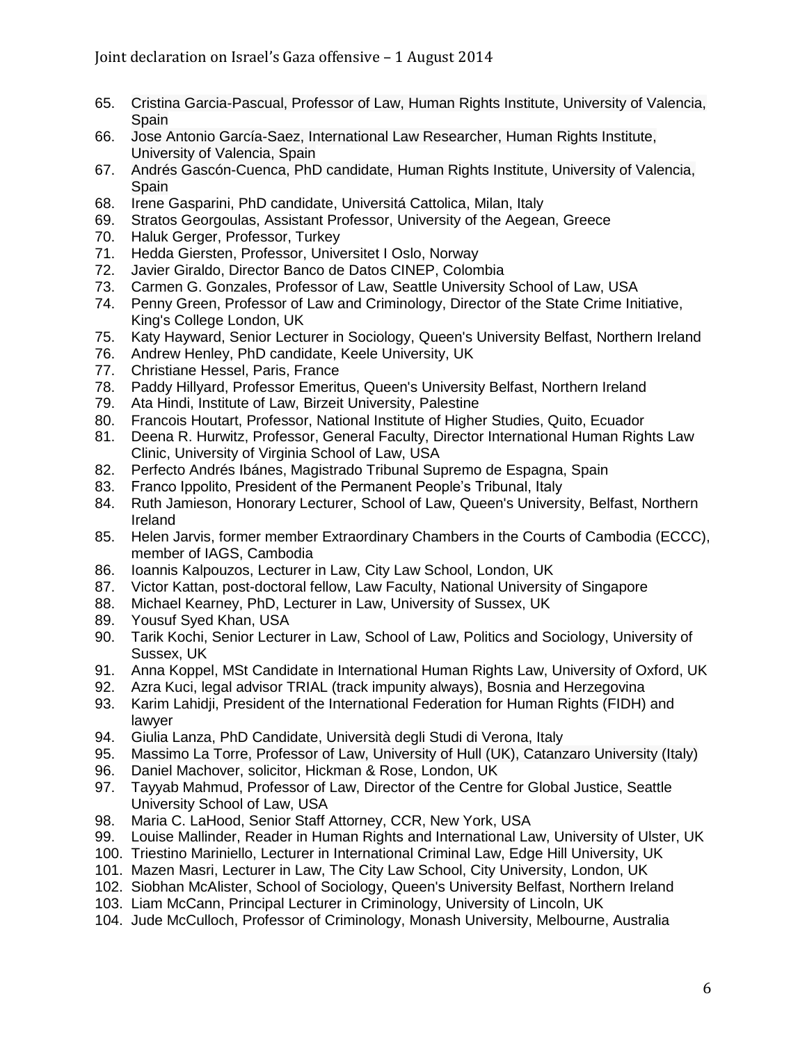65. Cristina Garcia-Pascual, Professor of Law, Human Rights Institute, University of Valencia, Spain
66. Jose Antonio García-Saez, International Law Researcher, Human Rights Institute, University of Valencia, Spain
67. Andrés Gascón-Cuenca, PhD candidate, Human Rights Institute, University of Valencia, Spain
68. Irene Gasparini, PhD candidate, Universitá Cattolica, Milan, Italy
69. Stratos Georgoulas, Assistant Professor, University of the Aegean, Greece
70. Haluk Gerger, Professor, Turkey
71. Hedda Giersten, Professor, Universitet I Oslo, Norway
72. Javier Giraldo, Director Banco de Datos CINEP, Colombia
73. Carmen G. Gonzales, Professor of Law, Seattle University School of Law, USA
74. Penny Green, Professor of Law and Criminology, Director of the State Crime Initiative, King's College London, UK
75. Katy Hayward, Senior Lecturer in Sociology, Queen's University Belfast, Northern Ireland
76. Andrew Henley, PhD candidate, Keele University, UK
77. Christiane Hessel, Paris, France
78. Paddy Hillyard, Professor Emeritus, Queen's University Belfast, Northern Ireland
79. Ata Hindi, Institute of Law, Birzeit University, Palestine
80. Francois Houtart, Professor, National Institute of Higher Studies, Quito, Ecuador
81. Deena R. Hurwitz, Professor, General Faculty, Director International Human Rights Law Clinic, University of Virginia School of Law, USA
82. Perfecto Andrés Ibánes, Magistrado Tribunal Supremo de Espagna, Spain
83. Franco Ippolito, President of the Permanent People's Tribunal, Italy
84. Ruth Jamieson, Honorary Lecturer, School of Law, Queen's University, Belfast, Northern Ireland
85. Helen Jarvis, former member Extraordinary Chambers in the Courts of Cambodia (ECCC), member of IAGS, Cambodia
86. Ioannis Kalpouzos, Lecturer in Law, City Law School, London, UK
87. Victor Kattan, post-doctoral fellow, Law Faculty, National University of Singapore
88. Michael Kearney, PhD, Lecturer in Law, University of Sussex, UK
89. Yousuf Syed Khan, USA
90. Tarik Kochi, Senior Lecturer in Law, School of Law, Politics and Sociology, University of Sussex, UK
91. Anna Koppel, MSt Candidate in International Human Rights Law, University of Oxford, UK
92. Azra Kuci, legal advisor TRIAL (track impunity always), Bosnia and Herzegovina
93. Karim Lahidji, President of the International Federation for Human Rights (FIDH) and lawyer
94. Giulia Lanza, PhD Candidate, Università degli Studi di Verona, Italy
95. Massimo La Torre, Professor of Law, University of Hull (UK), Catanzaro University (Italy)
96. Daniel Machover, solicitor, Hickman & Rose, London, UK
97. Tayyab Mahmud, Professor of Law, Director of the Centre for Global Justice, Seattle University School of Law, USA
98. Maria C. LaHood, Senior Staff Attorney, CCR, New York, USA
99. Louise Mallinder, Reader in Human Rights and International Law, University of Ulster, UK
100. Triestino Mariniello, Lecturer in International Criminal Law, Edge Hill University, UK
101. Mazen Masri, Lecturer in Law, The City Law School, City University, London, UK
102. Siobhan McAlister, School of Sociology, Queen's University Belfast, Northern Ireland
103. Liam McCann, Principal Lecturer in Criminology, University of Lincoln, UK
104. Jude McCulloch, Professor of Criminology, Monash University, Melbourne, Australia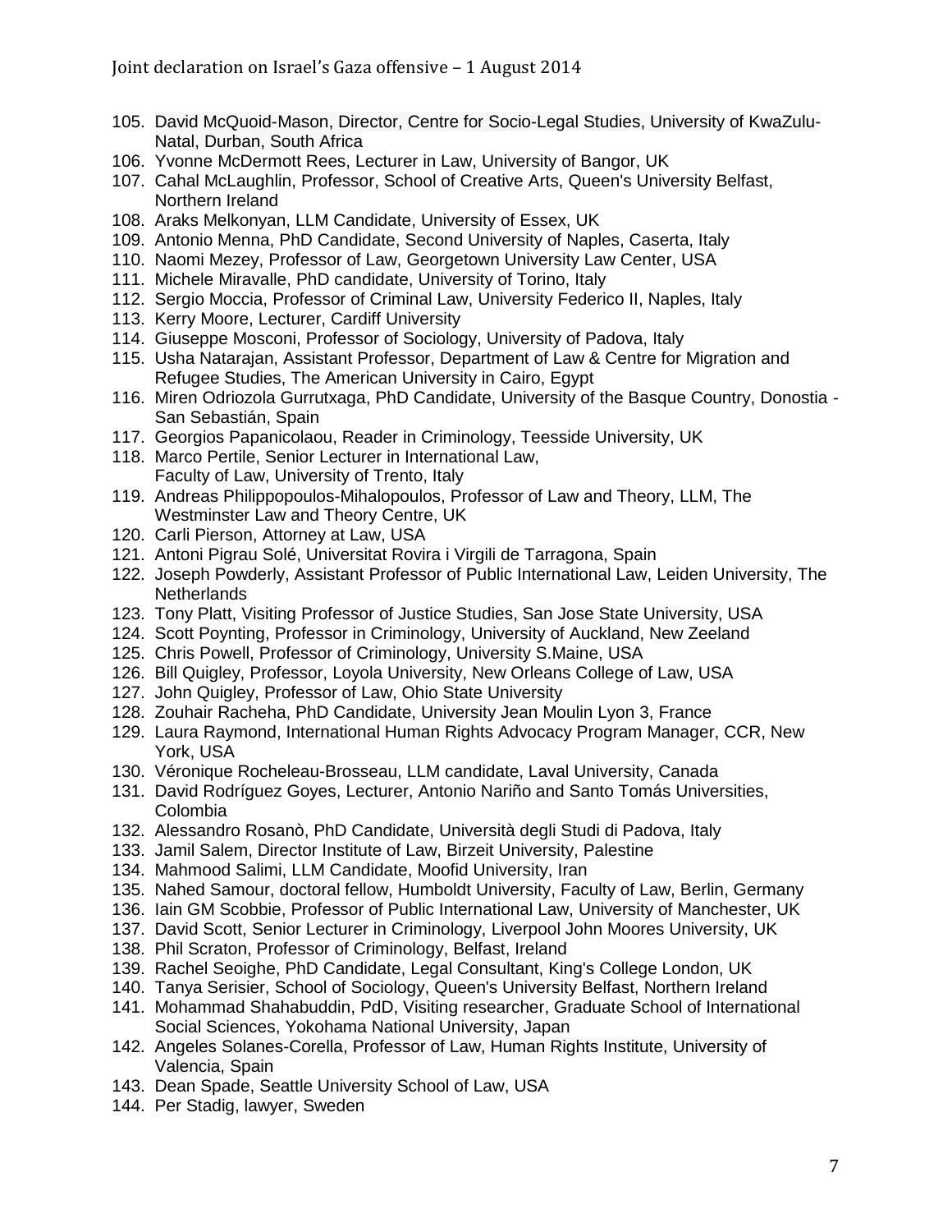105. David McQuoid-Mason, Director, Centre for Socio-Legal Studies, University of KwaZulu-Natal, Durban, South Africa
106. Yvonne McDermott Rees, Lecturer in Law, University of Bangor, UK
107. Cahal McLaughlin, Professor, School of Creative Arts, Queen's University Belfast, Northern Ireland
108. Araks Melkonyan, LLM Candidate, University of Essex, UK
109. Antonio Menna, PhD Candidate, Second University of Naples, Caserta, Italy
110. Naomi Mezey, Professor of Law, Georgetown University Law Center, USA
111. Michele Miravalle, PhD candidate, University of Torino, Italy
112. Sergio Moccia, Professor of Criminal Law, University Federico II, Naples, Italy
113. Kerry Moore, Lecturer, Cardiff University
114. Giuseppe Mosconi, Professor of Sociology, University of Padova, Italy
115. Usha Natarajan, Assistant Professor, Department of Law & Centre for Migration and Refugee Studies, The American University in Cairo, Egypt
116. Miren Odriozola Gurrutxaga, PhD Candidate, University of the Basque Country, Donostia - San Sebastián, Spain
117. Georgios Papanicolaou, Reader in Criminology, Teesside University, UK
118. Marco Pertile, Senior Lecturer in International Law, Faculty of Law, University of Trento, Italy
119. Andreas Philippopoulos-Mihalopoulos, Professor of Law and Theory, LLM, The Westminster Law and Theory Centre, UK
120. Carli Pierson, Attorney at Law, USA
121. Antoni Pigrau Solé, Universitat Rovira i Virgili de Tarragona, Spain
122. Joseph Powderly, Assistant Professor of Public International Law, Leiden University, The Netherlands
123. Tony Platt, Visiting Professor of Justice Studies, San Jose State University, USA
124. Scott Poynting, Professor in Criminology, University of Auckland, New Zeeland
125. Chris Powell, Professor of Criminology, University S.Maine, USA
126. Bill Quigley, Professor, Loyola University, New Orleans College of Law, USA
127. John Quigley, Professor of Law, Ohio State University
128. Zouhair Racheha, PhD Candidate, University Jean Moulin Lyon 3, France
129. Laura Raymond, International Human Rights Advocacy Program Manager, CCR, New York, USA
130. Véronique Rocheleau-Brosseau, LLM candidate, Laval University, Canada
131. David Rodríguez Goyes, Lecturer, Antonio Nariño and Santo Tomás Universities, Colombia
132. Alessandro Rosanò, PhD Candidate, Università degli Studi di Padova, Italy
133. Jamil Salem, Director Institute of Law, Birzeit University, Palestine
134. Mahmood Salimi, LLM Candidate, Moofid University, Iran
135. Nahed Samour, doctoral fellow, Humboldt University, Faculty of Law, Berlin, Germany
136. Iain GM Scobbie, Professor of Public International Law, University of Manchester, UK
137. David Scott, Senior Lecturer in Criminology, Liverpool John Moores University, UK
138. Phil Scraton, Professor of Criminology, Belfast, Ireland
139. Rachel Seoighe, PhD Candidate, Legal Consultant, King's College London, UK
140. Tanya Serisier, School of Sociology, Queen's University Belfast, Northern Ireland
141. Mohammad Shahabuddin, PdD, Visiting researcher, Graduate School of International Social Sciences, Yokohama National University, Japan
142. Angeles Solanes-Corella, Professor of Law, Human Rights Institute, University of Valencia, Spain
143. Dean Spade, Seattle University School of Law, USA
144. Per Stadig, lawyer, Sweden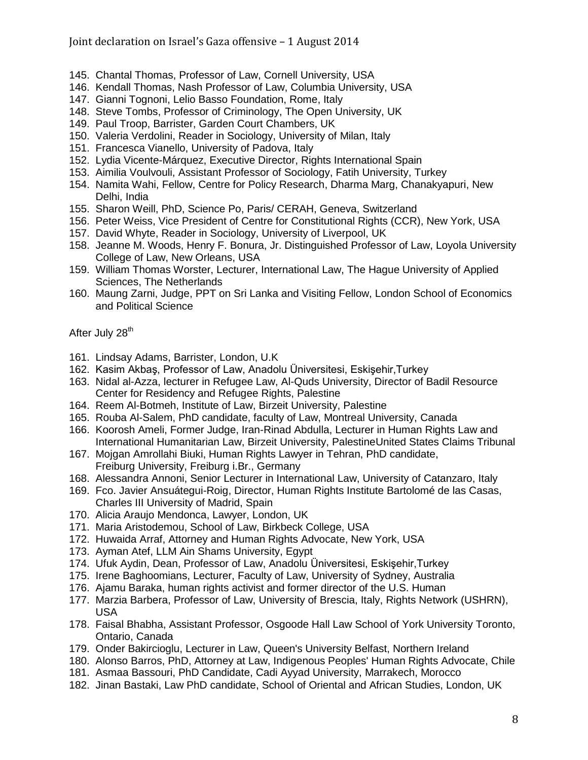145. Chantal Thomas, Professor of Law, Cornell University, USA
146. Kendall Thomas, Nash Professor of Law, Columbia University, USA
147. Gianni Tognoni, Lelio Basso Foundation, Rome, Italy
148. Steve Tombs, Professor of Criminology, The Open University, UK
149. Paul Troop, Barrister, Garden Court Chambers, UK
150. Valeria Verdolini, Reader in Sociology, University of Milan, Italy
151. Francesca Vianello, University of Padova, Italy
152. Lydia Vicente-Márquez, Executive Director, Rights International Spain
153. Aimilia Voulvouli, Assistant Professor of Sociology, Fatih University, Turkey
154. Namita Wahi, Fellow, Centre for Policy Research, Dharma Marg, Chanakyapuri, New Delhi, India
155. Sharon Weill, PhD, Science Po, Paris/ CERAH, Geneva, Switzerland
156. Peter Weiss, Vice President of Centre for Constitutional Rights (CCR), New York, USA
157. David Whyte, Reader in Sociology, University of Liverpool, UK
158. Jeanne M. Woods, Henry F. Bonura, Jr. Distinguished Professor of Law, Loyola University College of Law, New Orleans, USA
159. William Thomas Worster, Lecturer, International Law, The Hague University of Applied Sciences, The Netherlands
160. Maung Zarni, Judge, PPT on Sri Lanka and Visiting Fellow, London School of Economics and Political Science

After July 28th

161. Lindsay Adams, Barrister, London, U.K
162. Kasim Akbaş, Professor of Law, Anadolu Üniversitesi, Eskişehir,Turkey
163. Nidal al-Azza, lecturer in Refugee Law, Al-Quds University, Director of Badil Resource Center for Residency and Refugee Rights, Palestine
164. Reem Al-Botmeh, Institute of Law, Birzeit University, Palestine
165. Rouba Al-Salem, PhD candidate, faculty of Law, Montreal University, Canada
166. Koorosh Ameli, Former Judge, Iran-Rinad Abdulla, Lecturer in Human Rights Law and International Humanitarian Law, Birzeit University, PalestineUnited States Claims Tribunal
167. Mojgan Amrollahi Biuki, Human Rights Lawyer in Tehran, PhD candidate, Freiburg University, Freiburg i.Br., Germany
168. Alessandra Annoni, Senior Lecturer in International Law, University of Catanzaro, Italy
169. Fco. Javier Ansuátegui-Roig, Director, Human Rights Institute Bartolomé de las Casas, Charles III University of Madrid, Spain
170. Alicia Araujo Mendonca, Lawyer, London, UK
171. Maria Aristodemou, School of Law, Birkbeck College, USA
172. Huwaida Arraf, Attorney and Human Rights Advocate, New York, USA
173. Ayman Atef, LLM Ain Shams University, Egypt
174. Ufuk Aydin, Dean, Professor of Law, Anadolu Üniversitesi, Eskişehir,Turkey
175. Irene Baghoomians, Lecturer, Faculty of Law, University of Sydney, Australia
176. Ajamu Baraka, human rights activist and former director of the U.S. Human
177. Marzia Barbera, Professor of Law, University of Brescia, Italy, Rights Network (USHRN), USA
178. Faisal Bhabha, Assistant Professor, Osgoode Hall Law School of York University Toronto, Ontario, Canada
179. Onder Bakircioglu, Lecturer in Law, Queen's University Belfast, Northern Ireland
180. Alonso Barros, PhD, Attorney at Law, Indigenous Peoples' Human Rights Advocate, Chile
181. Asmaa Bassouri, PhD Candidate, Cadi Ayyad University, Marrakech, Morocco
182. Jinan Bastaki, Law PhD candidate, School of Oriental and African Studies, London, UK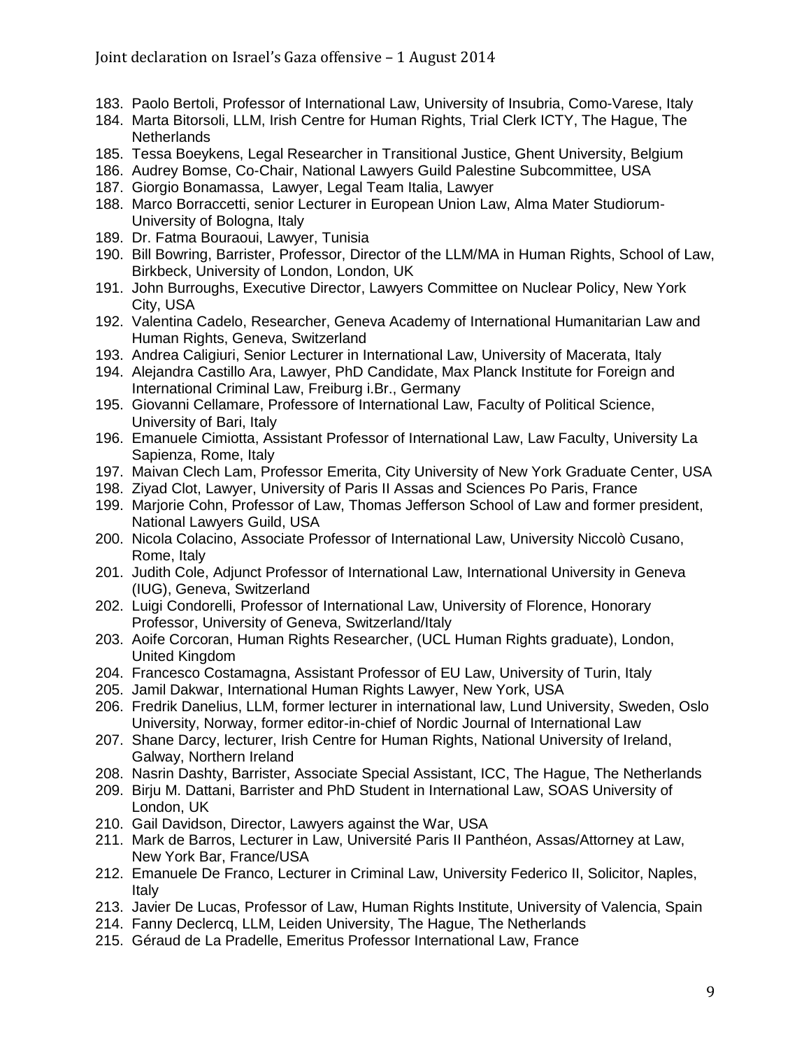183. Paolo Bertoli, Professor of International Law, University of Insubria, Como-Varese, Italy
184. Marta Bitorsoli, LLM, Irish Centre for Human Rights, Trial Clerk ICTY, The Hague, The Netherlands
185. Tessa Boeykens, Legal Researcher in Transitional Justice, Ghent University, Belgium
186. Audrey Bomse, Co-Chair, National Lawyers Guild Palestine Subcommittee, USA
187. Giorgio Bonamassa, Lawyer, Legal Team Italia, Lawyer
188. Marco Borraccetti, senior Lecturer in European Union Law, Alma Mater Studiorum-University of Bologna, Italy
189. Dr. Fatma Bouraoui, Lawyer, Tunisia
190. Bill Bowring, Barrister, Professor, Director of the LLM/MA in Human Rights, School of Law, Birkbeck, University of London, London, UK
191. John Burroughs, Executive Director, Lawyers Committee on Nuclear Policy, New York City, USA
192. Valentina Cadelo, Researcher, Geneva Academy of International Humanitarian Law and Human Rights, Geneva, Switzerland
193. Andrea Caligiuri, Senior Lecturer in International Law, University of Macerata, Italy
194. Alejandra Castillo Ara, Lawyer, PhD Candidate, Max Planck Institute for Foreign and International Criminal Law, Freiburg i.Br., Germany
195. Giovanni Cellamare, Professore of International Law, Faculty of Political Science, University of Bari, Italy
196. Emanuele Cimiotta, Assistant Professor of International Law, Law Faculty, University La Sapienza, Rome, Italy
197. Maivan Clech Lam, Professor Emerita, City University of New York Graduate Center, USA
198. Ziyad Clot, Lawyer, University of Paris II Assas and Sciences Po Paris, France
199. Marjorie Cohn, Professor of Law, Thomas Jefferson School of Law and former president, National Lawyers Guild, USA
200. Nicola Colacino, Associate Professor of International Law, University Niccolò Cusano, Rome, Italy
201. Judith Cole, Adjunct Professor of International Law, International University in Geneva (IUG), Geneva, Switzerland
202. Luigi Condorelli, Professor of International Law, University of Florence, Honorary Professor, University of Geneva, Switzerland/Italy
203. Aoife Corcoran, Human Rights Researcher, (UCL Human Rights graduate), London, United Kingdom
204. Francesco Costamagna, Assistant Professor of EU Law, University of Turin, Italy
205. Jamil Dakwar, International Human Rights Lawyer, New York, USA
206. Fredrik Danelius, LLM, former lecturer in international law, Lund University, Sweden, Oslo University, Norway, former editor-in-chief of Nordic Journal of International Law
207. Shane Darcy, lecturer, Irish Centre for Human Rights, National University of Ireland, Galway, Northern Ireland
208. Nasrin Dashty, Barrister, Associate Special Assistant, ICC, The Hague, The Netherlands
209. Birju M. Dattani, Barrister and PhD Student in International Law, SOAS University of London, UK
210. Gail Davidson, Director, Lawyers against the War, USA
211. Mark de Barros, Lecturer in Law, Université Paris II Panthéon, Assas/Attorney at Law, New York Bar, France/USA
212. Emanuele De Franco, Lecturer in Criminal Law, University Federico II, Solicitor, Naples, Italy
213. Javier De Lucas, Professor of Law, Human Rights Institute, University of Valencia, Spain
214. Fanny Declercq, LLM, Leiden University, The Hague, The Netherlands
215. Géraud de La Pradelle, Emeritus Professor International Law, France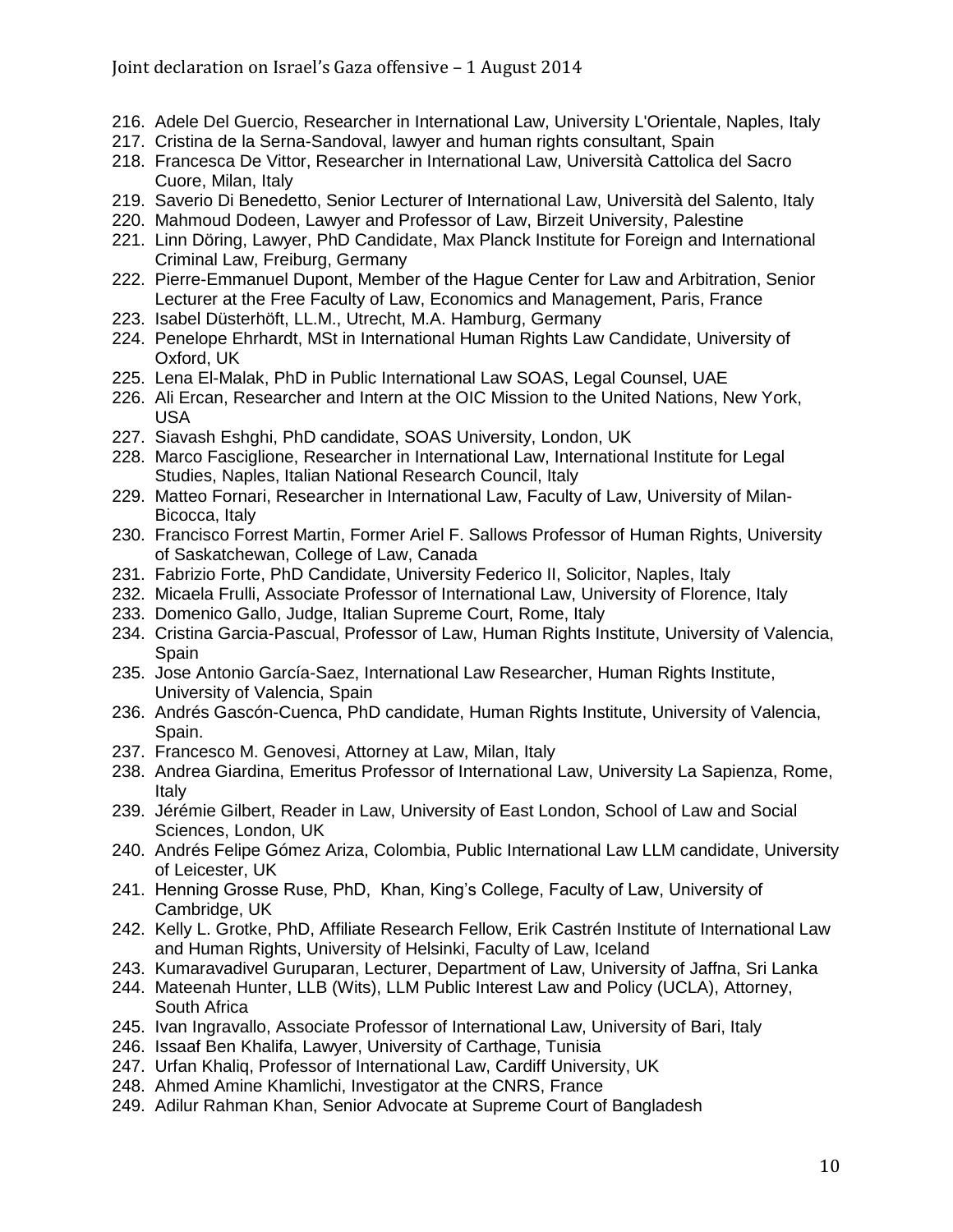216. Adele Del Guercio, Researcher in International Law, University L'Orientale, Naples, Italy
217. Cristina de la Serna-Sandoval, lawyer and human rights consultant, Spain
218. Francesca De Vittor, Researcher in International Law, Università Cattolica del Sacro Cuore, Milan, Italy
219. Saverio Di Benedetto, Senior Lecturer of International Law, Università del Salento, Italy
220. Mahmoud Dodeen, Lawyer and Professor of Law, Birzeit University, Palestine
221. Linn Döring, Lawyer, PhD Candidate, Max Planck Institute for Foreign and International Criminal Law, Freiburg, Germany
222. Pierre-Emmanuel Dupont, Member of the Hague Center for Law and Arbitration, Senior Lecturer at the Free Faculty of Law, Economics and Management, Paris, France
223. Isabel Düsterhöft, LL.M., Utrecht, M.A. Hamburg, Germany
224. Penelope Ehrhardt, MSt in International Human Rights Law Candidate, University of Oxford, UK
225. Lena El-Malak, PhD in Public International Law SOAS, Legal Counsel, UAE
226. Ali Ercan, Researcher and Intern at the OIC Mission to the United Nations, New York, USA
227. Siavash Eshghi, PhD candidate, SOAS University, London, UK
228. Marco Fasciglione, Researcher in International Law, International Institute for Legal Studies, Naples, Italian National Research Council, Italy
229. Matteo Fornari, Researcher in International Law, Faculty of Law, University of Milan-Bicocca, Italy
230. Francisco Forrest Martin, Former Ariel F. Sallows Professor of Human Rights, University of Saskatchewan, College of Law, Canada
231. Fabrizio Forte, PhD Candidate, University Federico II, Solicitor, Naples, Italy
232. Micaela Frulli, Associate Professor of International Law, University of Florence, Italy
233. Domenico Gallo, Judge, Italian Supreme Court, Rome, Italy
234. Cristina Garcia-Pascual, Professor of Law, Human Rights Institute, University of Valencia, Spain
235. Jose Antonio García-Saez, International Law Researcher, Human Rights Institute, University of Valencia, Spain
236. Andrés Gascón-Cuenca, PhD candidate, Human Rights Institute, University of Valencia, Spain.
237. Francesco M. Genovesi, Attorney at Law, Milan, Italy
238. Andrea Giardina, Emeritus Professor of International Law, University La Sapienza, Rome, Italy
239. Jérémie Gilbert, Reader in Law, University of East London, School of Law and Social Sciences, London, UK
240. Andrés Felipe Gómez Ariza, Colombia, Public International Law LLM candidate, University of Leicester, UK
241. Henning Grosse Ruse, PhD, Khan, King's College, Faculty of Law, University of Cambridge, UK
242. Kelly L. Grotke, PhD, Affiliate Research Fellow, Erik Castrén Institute of International Law and Human Rights, University of Helsinki, Faculty of Law, Iceland
243. Kumaravadivel Guruparan, Lecturer, Department of Law, University of Jaffna, Sri Lanka
244. Mateenah Hunter, LLB (Wits), LLM Public Interest Law and Policy (UCLA), Attorney, South Africa
245. Ivan Ingravallo, Associate Professor of International Law, University of Bari, Italy
246. Issaaf Ben Khalifa, Lawyer, University of Carthage, Tunisia
247. Urfan Khaliq, Professor of International Law, Cardiff University, UK
248. Ahmed Amine Khamlichi, Investigator at the CNRS, France
249. Adilur Rahman Khan, Senior Advocate at Supreme Court of Bangladesh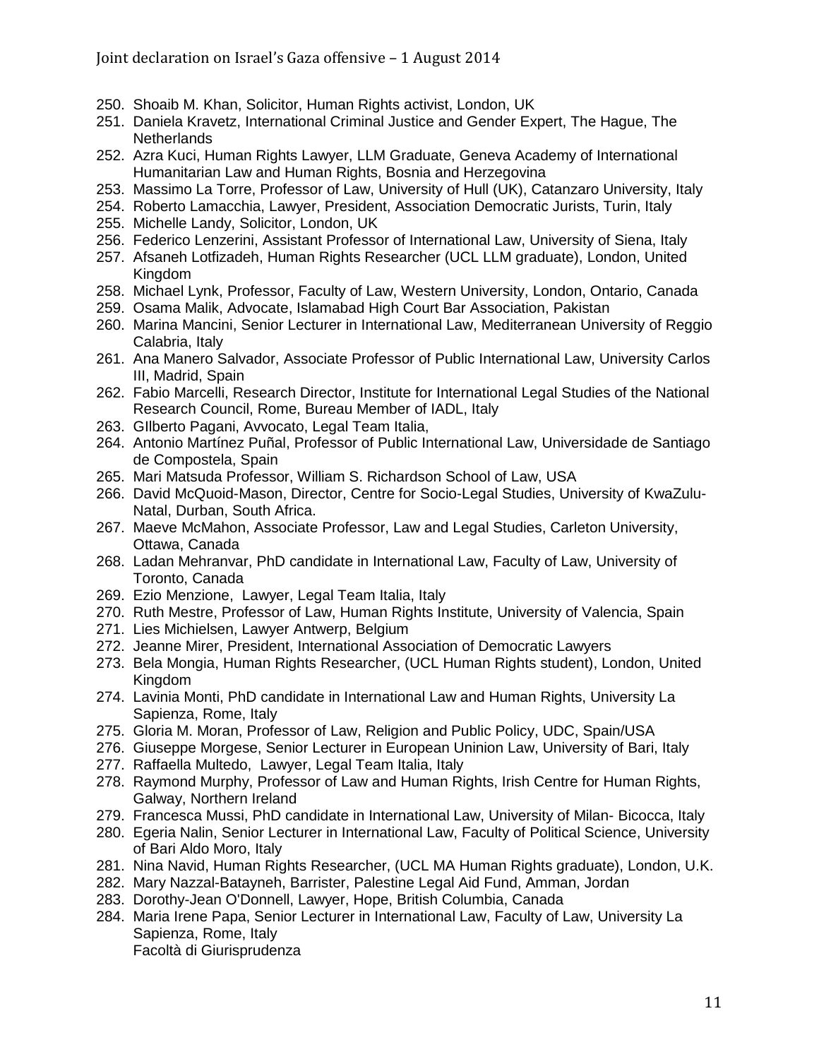250. Shoaib M. Khan, Solicitor, Human Rights activist, London, UK
251. Daniela Kravetz, International Criminal Justice and Gender Expert, The Hague, The Netherlands
252. Azra Kuci, Human Rights Lawyer, LLM Graduate, Geneva Academy of International Humanitarian Law and Human Rights, Bosnia and Herzegovina
253. Massimo La Torre, Professor of Law, University of Hull (UK), Catanzaro University, Italy
254. Roberto Lamacchia, Lawyer, President, Association Democratic Jurists, Turin, Italy
255. Michelle Landy, Solicitor, London, UK
256. Federico Lenzerini, Assistant Professor of International Law, University of Siena, Italy
257. Afsaneh Lotfizadeh, Human Rights Researcher (UCL LLM graduate), London, United Kingdom
258. Michael Lynk, Professor, Faculty of Law, Western University, London, Ontario, Canada
259. Osama Malik, Advocate, Islamabad High Court Bar Association, Pakistan
260. Marina Mancini, Senior Lecturer in International Law, Mediterranean University of Reggio Calabria, Italy
261. Ana Manero Salvador, Associate Professor of Public International Law, University Carlos III, Madrid, Spain
262. Fabio Marcelli, Research Director, Institute for International Legal Studies of the National Research Council, Rome, Bureau Member of IADL, Italy
263. GIlberto Pagani, Avvocato, Legal Team Italia,
264. Antonio Martínez Puñal, Professor of Public International Law, Universidade de Santiago de Compostela, Spain
265. Mari Matsuda Professor, William S. Richardson School of Law, USA
266. David McQuoid-Mason, Director, Centre for Socio-Legal Studies, University of KwaZulu-Natal, Durban, South Africa.
267. Maeve McMahon, Associate Professor, Law and Legal Studies, Carleton University, Ottawa, Canada
268. Ladan Mehranvar, PhD candidate in International Law, Faculty of Law, University of Toronto, Canada
269. Ezio Menzione, Lawyer, Legal Team Italia, Italy
270. Ruth Mestre, Professor of Law, Human Rights Institute, University of Valencia, Spain
271. Lies Michielsen, Lawyer Antwerp, Belgium
272. Jeanne Mirer, President, International Association of Democratic Lawyers
273. Bela Mongia, Human Rights Researcher, (UCL Human Rights student), London, United Kingdom
274. Lavinia Monti, PhD candidate in International Law and Human Rights, University La Sapienza, Rome, Italy
275. Gloria M. Moran, Professor of Law, Religion and Public Policy, UDC, Spain/USA
276. Giuseppe Morgese, Senior Lecturer in European Uninion Law, University of Bari, Italy
277. Raffaella Multedo, Lawyer, Legal Team Italia, Italy
278. Raymond Murphy, Professor of Law and Human Rights, Irish Centre for Human Rights, Galway, Northern Ireland
279. Francesca Mussi, PhD candidate in International Law, University of Milan- Bicocca, Italy
280. Egeria Nalin, Senior Lecturer in International Law, Faculty of Political Science, University of Bari Aldo Moro, Italy
281. Nina Navid, Human Rights Researcher, (UCL MA Human Rights graduate), London, U.K.
282. Mary Nazzal-Batayneh, Barrister, Palestine Legal Aid Fund, Amman, Jordan
283. Dorothy-Jean O'Donnell, Lawyer, Hope, British Columbia, Canada
284. Maria Irene Papa, Senior Lecturer in International Law, Faculty of Law, University La Sapienza, Rome, Italy
    Facoltà di Giurisprudenza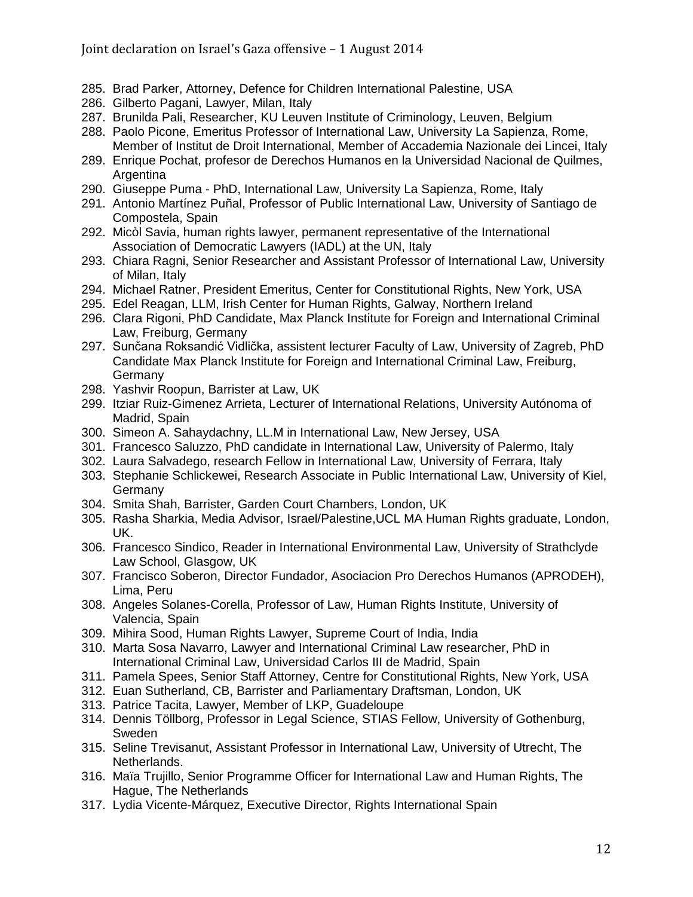285. Brad Parker, Attorney, Defence for Children International Palestine, USA
286. Gilberto Pagani, Lawyer, Milan, Italy
287. Brunilda Pali, Researcher, KU Leuven Institute of Criminology, Leuven, Belgium
288. Paolo Picone, Emeritus Professor of International Law, University La Sapienza, Rome, Member of Institut de Droit International, Member of Accademia Nazionale dei Lincei, Italy
289. Enrique Pochat, profesor de Derechos Humanos en la Universidad Nacional de Quilmes, Argentina
290. Giuseppe Puma - PhD, International Law, University La Sapienza, Rome, Italy
291. Antonio Martínez Puñal, Professor of Public International Law, University of Santiago de Compostela, Spain
292. Micòl Savia, human rights lawyer, permanent representative of the International Association of Democratic Lawyers (IADL) at the UN, Italy
293. Chiara Ragni, Senior Researcher and Assistant Professor of International Law, University of Milan, Italy
294. Michael Ratner, President Emeritus, Center for Constitutional Rights, New York, USA
295. Edel Reagan, LLM, Irish Center for Human Rights, Galway, Northern Ireland
296. Clara Rigoni, PhD Candidate, Max Planck Institute for Foreign and International Criminal Law, Freiburg, Germany
297. Sunčana Roksandić Vidlička, assistent lecturer Faculty of Law, University of Zagreb, PhD Candidate Max Planck Institute for Foreign and International Criminal Law, Freiburg, Germany
298. Yashvir Roopun, Barrister at Law, UK
299. Itziar Ruiz-Gimenez Arrieta, Lecturer of International Relations, University Autónoma of Madrid, Spain
300. Simeon A. Sahaydachny, LL.M in International Law, New Jersey, USA
301. Francesco Saluzzo, PhD candidate in International Law, University of Palermo, Italy
302. Laura Salvadego, research Fellow in International Law, University of Ferrara, Italy
303. Stephanie Schlickewei, Research Associate in Public International Law, University of Kiel, Germany
304. Smita Shah, Barrister, Garden Court Chambers, London, UK
305. Rasha Sharkia, Media Advisor, Israel/Palestine,UCL MA Human Rights graduate, London, UK.
306. Francesco Sindico, Reader in International Environmental Law, University of Strathclyde Law School, Glasgow, UK
307. Francisco Soberon, Director Fundador, Asociacion Pro Derechos Humanos (APRODEH), Lima, Peru
308. Angeles Solanes-Corella, Professor of Law, Human Rights Institute, University of Valencia, Spain
309. Mihira Sood, Human Rights Lawyer, Supreme Court of India, India
310. Marta Sosa Navarro, Lawyer and International Criminal Law researcher, PhD in International Criminal Law, Universidad Carlos III de Madrid, Spain
311. Pamela Spees, Senior Staff Attorney, Centre for Constitutional Rights, New York, USA
312. Euan Sutherland, CB, Barrister and Parliamentary Draftsman, London, UK
313. Patrice Tacita, Lawyer, Member of LKP, Guadeloupe
314. Dennis Töllborg, Professor in Legal Science, STIAS Fellow, University of Gothenburg, Sweden
315. Seline Trevisanut, Assistant Professor in International Law, University of Utrecht, The Netherlands.
316. Maïa Trujillo, Senior Programme Officer for International Law and Human Rights, The Hague, The Netherlands
317. Lydia Vicente-Márquez, Executive Director, Rights International Spain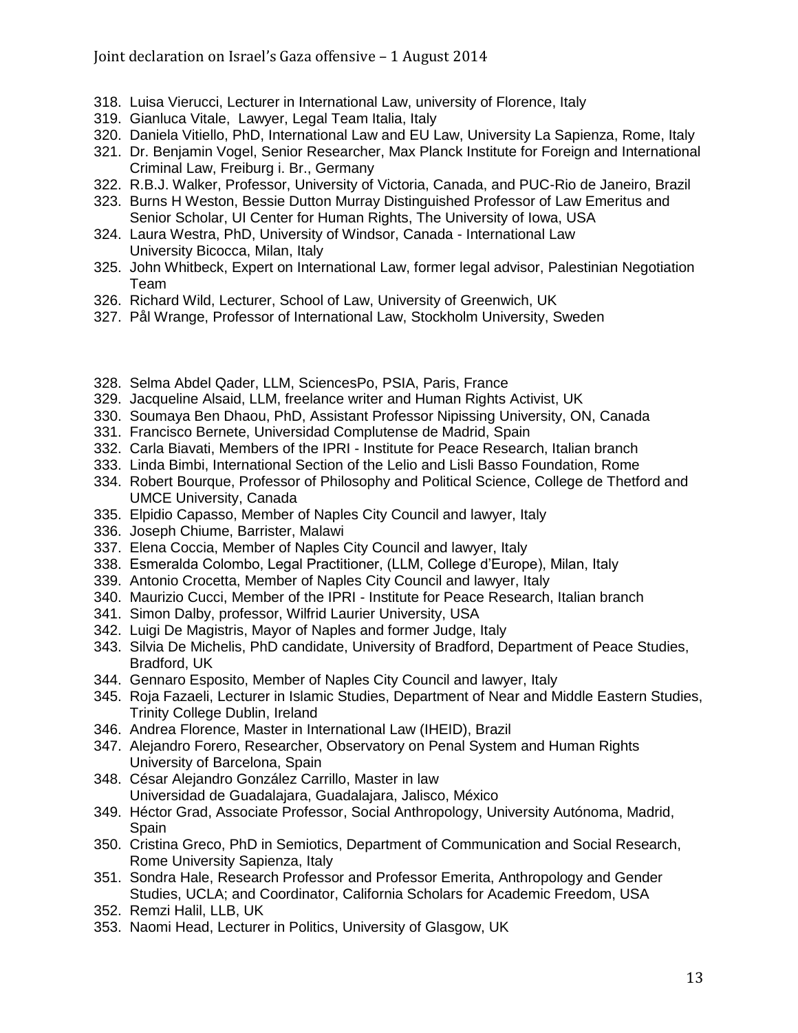318. Luisa Vierucci, Lecturer in International Law, university of Florence, Italy
319. Gianluca Vitale, Lawyer, Legal Team Italia, Italy
320. Daniela Vitiello, PhD, International Law and EU Law, University La Sapienza, Rome, Italy
321. Dr. Benjamin Vogel, Senior Researcher, Max Planck Institute for Foreign and International Criminal Law, Freiburg i. Br., Germany
322. R.B.J. Walker, Professor, University of Victoria, Canada, and PUC-Rio de Janeiro, Brazil
323. Burns H Weston, Bessie Dutton Murray Distinguished Professor of Law Emeritus and Senior Scholar, UI Center for Human Rights, The University of Iowa, USA
324. Laura Westra, PhD, University of Windsor, Canada - International Law University Bicocca, Milan, Italy
325. John Whitbeck, Expert on International Law, former legal advisor, Palestinian Negotiation Team
326. Richard Wild, Lecturer, School of Law, University of Greenwich, UK
327. Pål Wrange, Professor of International Law, Stockholm University, Sweden

328. Selma Abdel Qader, LLM, SciencesPo, PSIA, Paris, France
329. Jacqueline Alsaid, LLM, freelance writer and Human Rights Activist, UK
330. Soumaya Ben Dhaou, PhD, Assistant Professor Nipissing University, ON, Canada
331. Francisco Bernete, Universidad Complutense de Madrid, Spain
332. Carla Biavati, Members of the IPRI - Institute for Peace Research, Italian branch
333. Linda Bimbi, International Section of the Lelio and Lisli Basso Foundation, Rome
334. Robert Bourque, Professor of Philosophy and Political Science, College de Thetford and UMCE University, Canada
335. Elpidio Capasso, Member of Naples City Council and lawyer, Italy
336. Joseph Chiume, Barrister, Malawi
337. Elena Coccia, Member of Naples City Council and lawyer, Italy
338. Esmeralda Colombo, Legal Practitioner, (LLM, College d'Europe), Milan, Italy
339. Antonio Crocetta, Member of Naples City Council and lawyer, Italy
340. Maurizio Cucci, Member of the IPRI - Institute for Peace Research, Italian branch
341. Simon Dalby, professor, Wilfrid Laurier University, USA
342. Luigi De Magistris, Mayor of Naples and former Judge, Italy
343. Silvia De Michelis, PhD candidate, University of Bradford, Department of Peace Studies, Bradford, UK
344. Gennaro Esposito, Member of Naples City Council and lawyer, Italy
345. Roja Fazaeli, Lecturer in Islamic Studies, Department of Near and Middle Eastern Studies, Trinity College Dublin, Ireland
346. Andrea Florence, Master in International Law (IHEID), Brazil
347. Alejandro Forero, Researcher, Observatory on Penal System and Human Rights University of Barcelona, Spain
348. César Alejandro González Carrillo, Master in law Universidad de Guadalajara, Guadalajara, Jalisco, México
349. Héctor Grad, Associate Professor, Social Anthropology, University Autónoma, Madrid, Spain
350. Cristina Greco, PhD in Semiotics, Department of Communication and Social Research, Rome University Sapienza, Italy
351. Sondra Hale, Research Professor and Professor Emerita, Anthropology and Gender Studies, UCLA; and Coordinator, California Scholars for Academic Freedom, USA
352. Remzi Halil, LLB, UK
353. Naomi Head, Lecturer in Politics, University of Glasgow, UK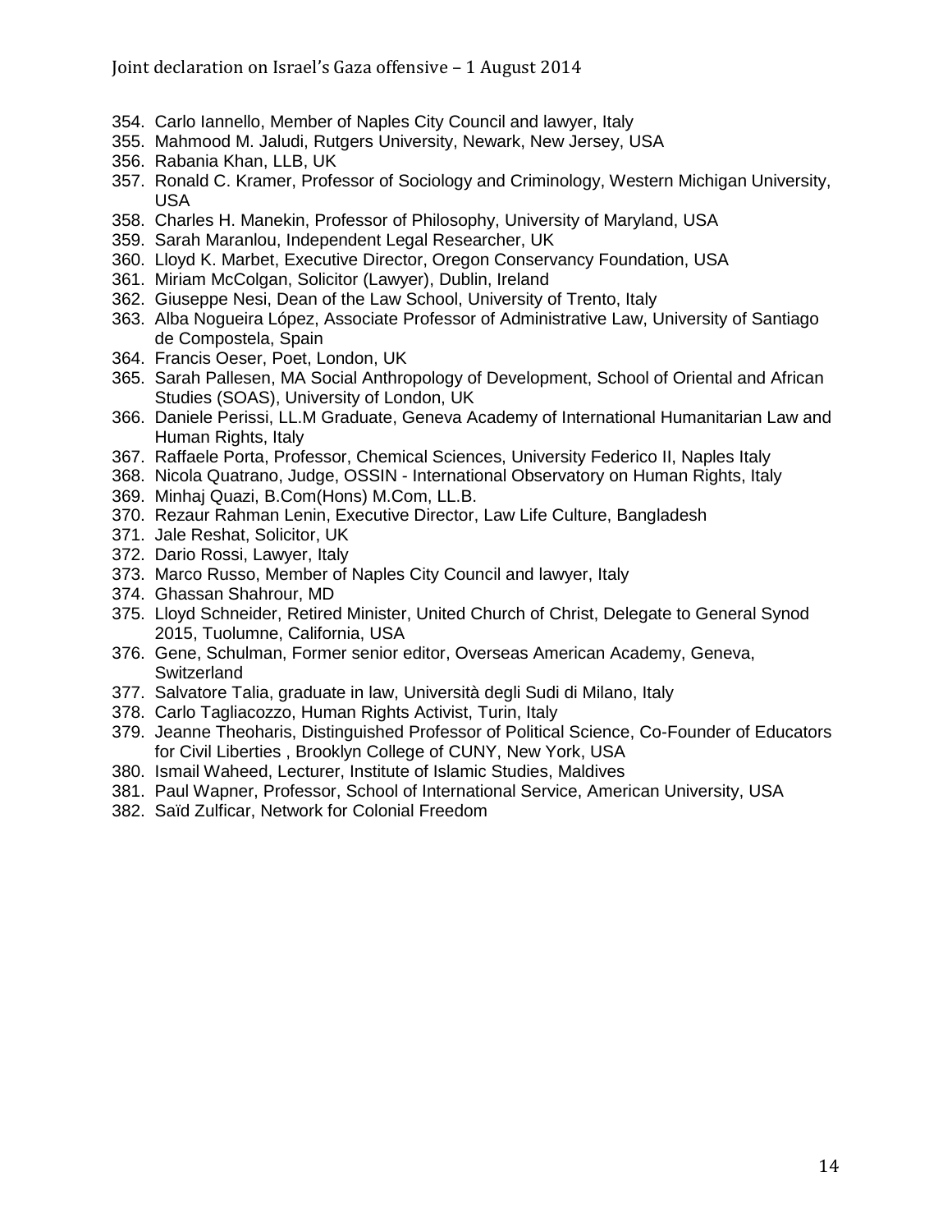354. Carlo Iannello, Member of Naples City Council and lawyer, Italy
355. Mahmood M. Jaludi, Rutgers University, Newark, New Jersey, USA
356. Rabania Khan, LLB, UK
357. Ronald C. Kramer, Professor of Sociology and Criminology, Western Michigan University, USA
358. Charles H. Manekin, Professor of Philosophy, University of Maryland, USA
359. Sarah Maranlou, Independent Legal Researcher, UK
360. Lloyd K. Marbet, Executive Director, Oregon Conservancy Foundation, USA
361. Miriam McColgan, Solicitor (Lawyer), Dublin, Ireland
362. Giuseppe Nesi, Dean of the Law School, University of Trento, Italy
363. Alba Nogueira López, Associate Professor of Administrative Law, University of Santiago de Compostela, Spain
364. Francis Oeser, Poet, London, UK
365. Sarah Pallesen, MA Social Anthropology of Development, School of Oriental and African Studies (SOAS), University of London, UK
366. Daniele Perissi, LL.M Graduate, Geneva Academy of International Humanitarian Law and Human Rights, Italy
367. Raffaele Porta, Professor, Chemical Sciences, University Federico II, Naples Italy
368. Nicola Quatrano, Judge, OSSIN - International Observatory on Human Rights, Italy
369. Minhaj Quazi, B.Com(Hons) M.Com, LL.B.
370. Rezaur Rahman Lenin, Executive Director, Law Life Culture, Bangladesh
371. Jale Reshat, Solicitor, UK
372. Dario Rossi, Lawyer, Italy
373. Marco Russo, Member of Naples City Council and lawyer, Italy
374. Ghassan Shahrour, MD
375. Lloyd Schneider, Retired Minister, United Church of Christ, Delegate to General Synod 2015, Tuolumne, California, USA
376. Gene, Schulman, Former senior editor, Overseas American Academy, Geneva, Switzerland
377. Salvatore Talia, graduate in law, Università degli Sudi di Milano, Italy
378. Carlo Tagliacozzo, Human Rights Activist, Turin, Italy
379. Jeanne Theoharis, Distinguished Professor of Political Science, Co-Founder of Educators for Civil Liberties , Brooklyn College of CUNY, New York, USA
380. Ismail Waheed, Lecturer, Institute of Islamic Studies, Maldives
381. Paul Wapner, Professor, School of International Service, American University, USA
382. Saïd Zulficar, Network for Colonial Freedom